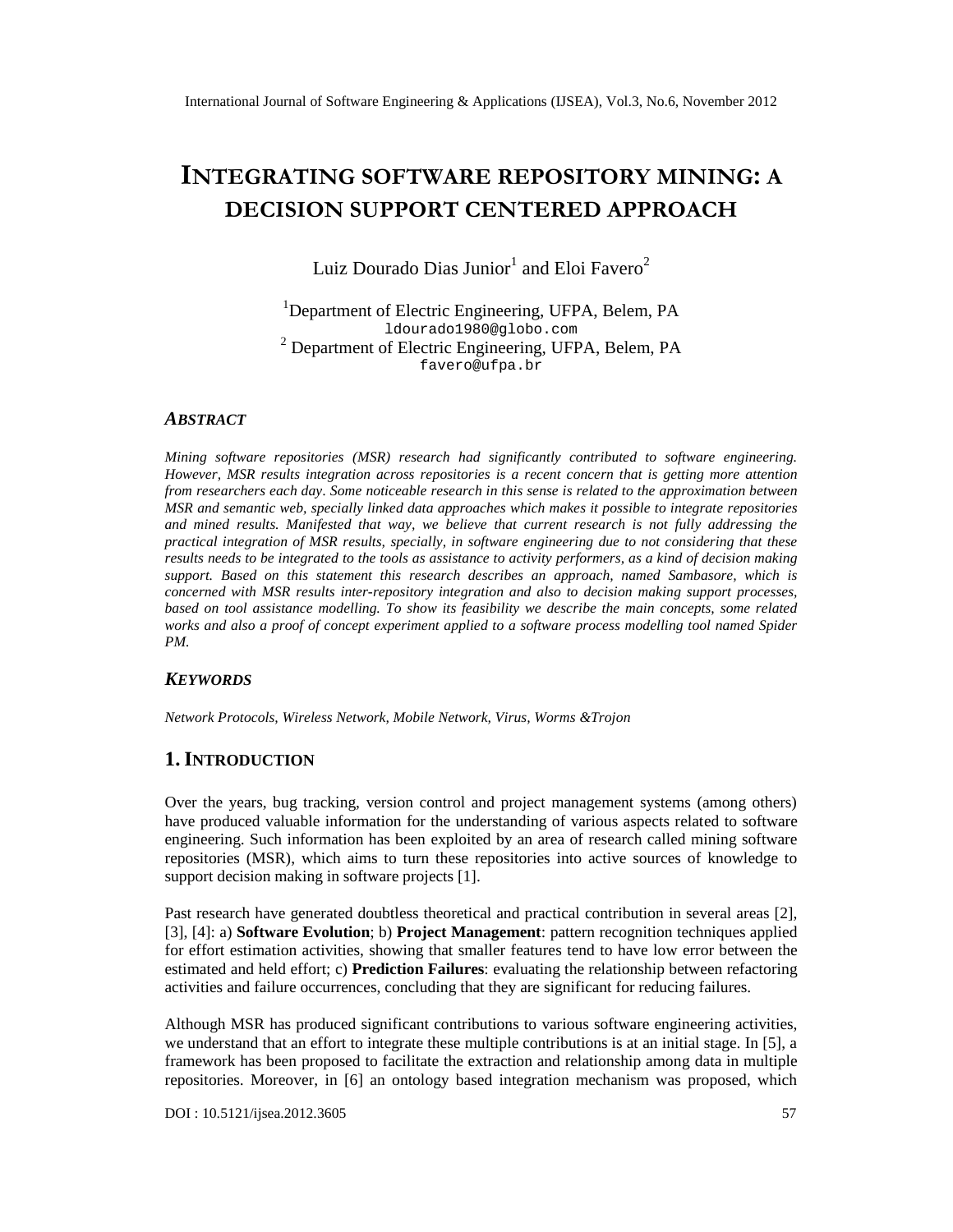# INTEGRATING SOFTWARE REPOSITORY MINING: A DECISION SUPPORT CENTERED APPROACH

Luiz Dourado Dias Junior[1] and Eloi Favero[2]

[1]Department of Electric Engineering, UFPA, Belem, PA
ldourado1980@globo.com
[2] Department of Electric Engineering, UFPA, Belem, PA
favero@ufpa.br

### *ABSTRACT*

*Mining software repositories (MSR) research had significantly contributed to software engineering. However, MSR results integration across repositories is a recent concern that is getting more attention from researchers each day. Some noticeable research in this sense is related to the approximation between MSR and semantic web, specially linked data approaches which makes it possible to integrate repositories and mined results. Manifested that way, we believe that current research is not fully addressing the practical integration of MSR results, specially, in software engineering due to not considering that these results needs to be integrated to the tools as assistance to activity performers, as a kind of decision making support. Based on this statement this research describes an approach, named Sambasore, which is concerned with MSR results inter-repository integration and also to decision making support processes, based on tool assistance modelling. To show its feasibility we describe the main concepts, some related works and also a proof of concept experiment applied to a software process modelling tool named Spider PM.*

### *KEYWORDS*

*Network Protocols, Wireless Network, Mobile Network, Virus, Worms &Trojon*

## 1. INTRODUCTION

Over the years, bug tracking, version control and project management systems (among others) have produced valuable information for the understanding of various aspects related to software engineering. Such information has been exploited by an area of research called mining software repositories (MSR), which aims to turn these repositories into active sources of knowledge to support decision making in software projects [1].

Past research have generated doubtless theoretical and practical contribution in several areas [2], [3], [4]: a) **Software Evolution**; b) **Project Management**: pattern recognition techniques applied for effort estimation activities, showing that smaller features tend to have low error between the estimated and held effort; c) **Prediction Failures**: evaluating the relationship between refactoring activities and failure occurrences, concluding that they are significant for reducing failures.

Although MSR has produced significant contributions to various software engineering activities, we understand that an effort to integrate these multiple contributions is at an initial stage. In [5], a framework has been proposed to facilitate the extraction and relationship among data in multiple repositories. Moreover, in [6] an ontology based integration mechanism was proposed, which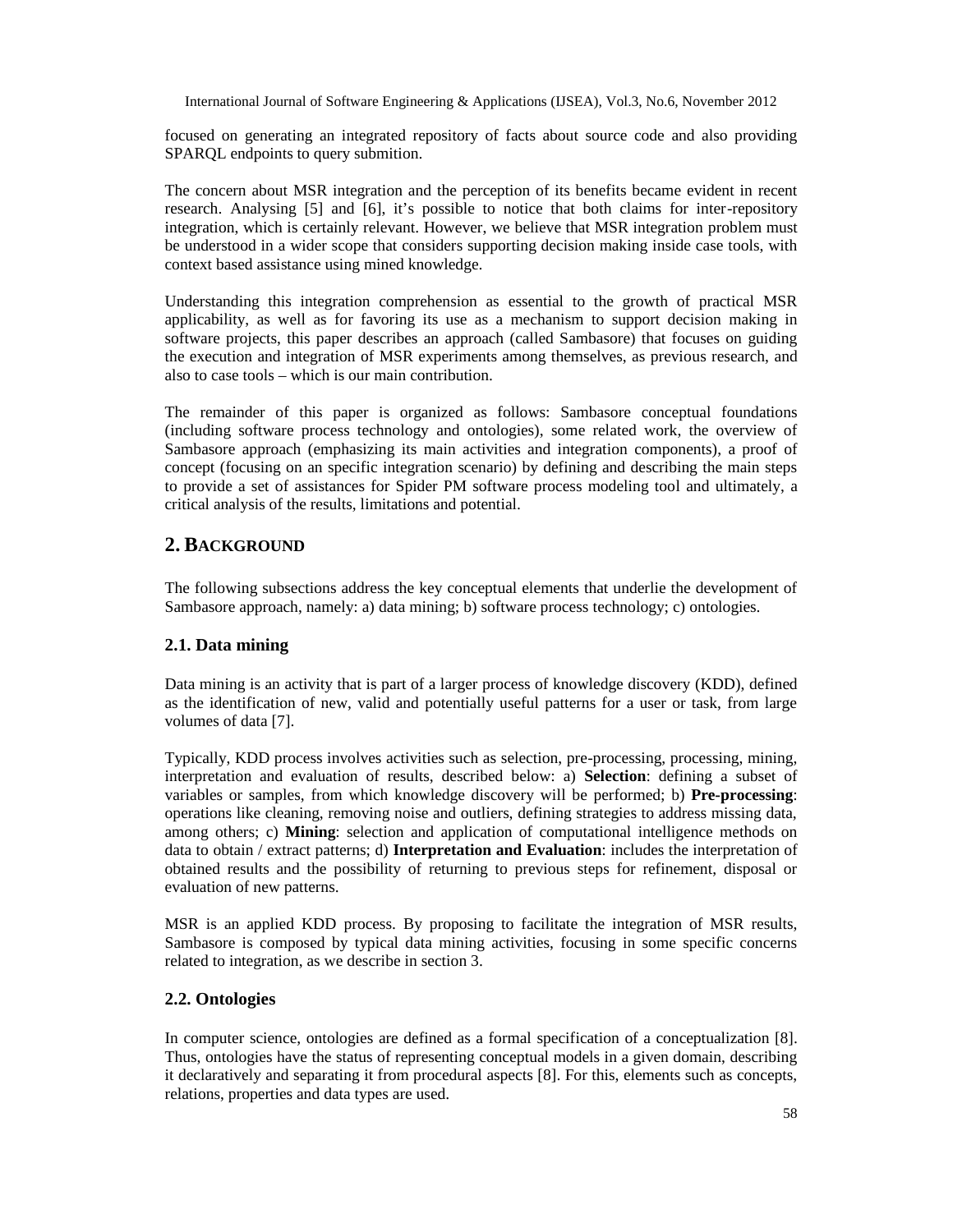focused on generating an integrated repository of facts about source code and also providing SPARQL endpoints to query submition.

The concern about MSR integration and the perception of its benefits became evident in recent research. Analysing [5] and [6], it's possible to notice that both claims for inter-repository integration, which is certainly relevant. However, we believe that MSR integration problem must be understood in a wider scope that considers supporting decision making inside case tools, with context based assistance using mined knowledge.

Understanding this integration comprehension as essential to the growth of practical MSR applicability, as well as for favoring its use as a mechanism to support decision making in software projects, this paper describes an approach (called Sambasore) that focuses on guiding the execution and integration of MSR experiments among themselves, as previous research, and also to case tools – which is our main contribution.

The remainder of this paper is organized as follows: Sambasore conceptual foundations (including software process technology and ontologies), some related work, the overview of Sambasore approach (emphasizing its main activities and integration components), a proof of concept (focusing on an specific integration scenario) by defining and describing the main steps to provide a set of assistances for Spider PM software process modeling tool and ultimately, a critical analysis of the results, limitations and potential.

## 2. BACKGROUND

The following subsections address the key conceptual elements that underlie the development of Sambasore approach, namely: a) data mining; b) software process technology; c) ontologies.

### 2.1. Data mining

Data mining is an activity that is part of a larger process of knowledge discovery (KDD), defined as the identification of new, valid and potentially useful patterns for a user or task, from large volumes of data [7].

Typically, KDD process involves activities such as selection, pre-processing, processing, mining, interpretation and evaluation of results, described below: a) **Selection**: defining a subset of variables or samples, from which knowledge discovery will be performed; b) **Pre-processing**: operations like cleaning, removing noise and outliers, defining strategies to address missing data, among others; c) **Mining**: selection and application of computational intelligence methods on data to obtain / extract patterns; d) **Interpretation and Evaluation**: includes the interpretation of obtained results and the possibility of returning to previous steps for refinement, disposal or evaluation of new patterns.

MSR is an applied KDD process. By proposing to facilitate the integration of MSR results, Sambasore is composed by typical data mining activities, focusing in some specific concerns related to integration, as we describe in section 3.

### 2.2. Ontologies

In computer science, ontologies are defined as a formal specification of a conceptualization [8]. Thus, ontologies have the status of representing conceptual models in a given domain, describing it declaratively and separating it from procedural aspects [8]. For this, elements such as concepts, relations, properties and data types are used.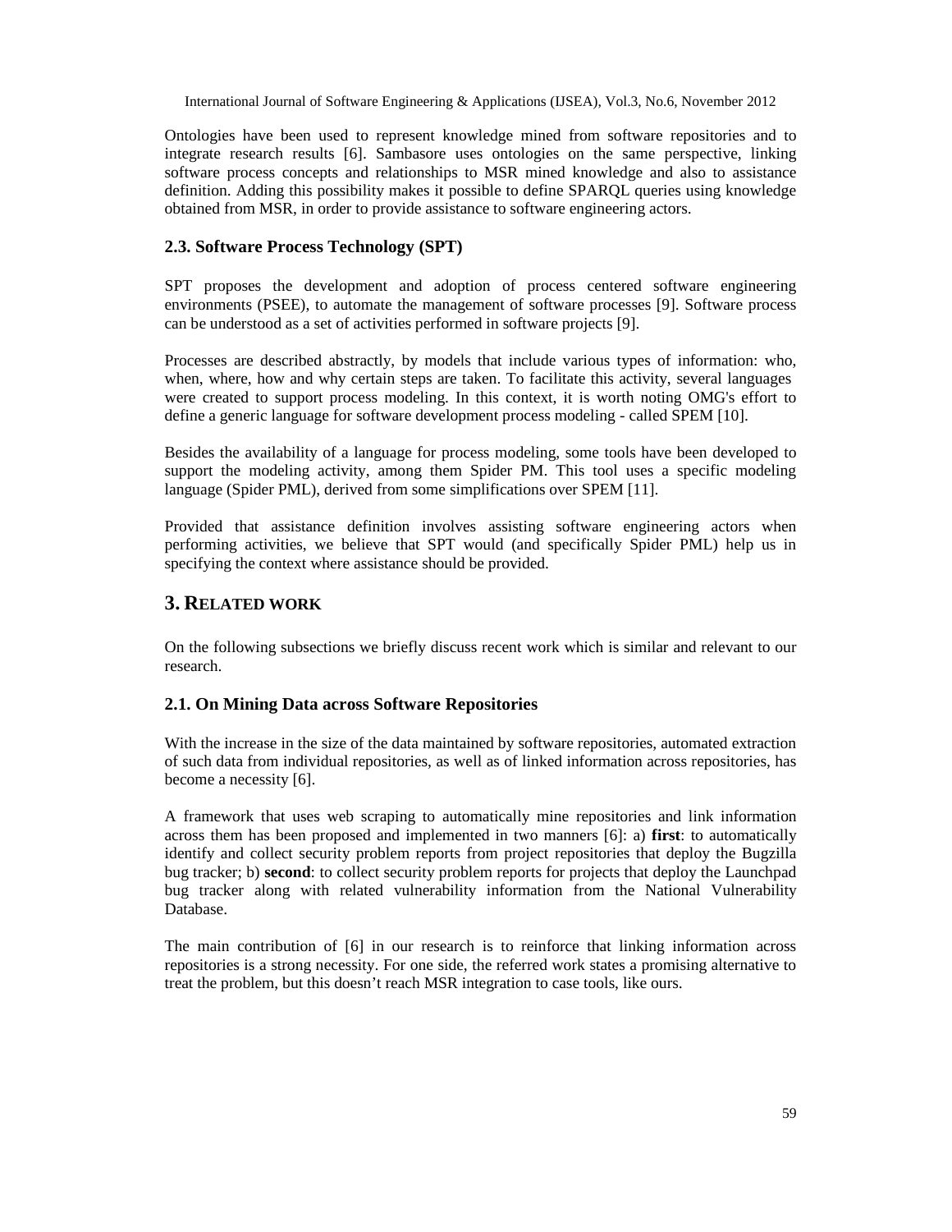Ontologies have been used to represent knowledge mined from software repositories and to integrate research results [6]. Sambasore uses ontologies on the same perspective, linking software process concepts and relationships to MSR mined knowledge and also to assistance definition. Adding this possibility makes it possible to define SPARQL queries using knowledge obtained from MSR, in order to provide assistance to software engineering actors.

### 2.3. Software Process Technology (SPT)

SPT proposes the development and adoption of process centered software engineering environments (PSEE), to automate the management of software processes [9]. Software process can be understood as a set of activities performed in software projects [9].

Processes are described abstractly, by models that include various types of information: who, when, where, how and why certain steps are taken. To facilitate this activity, several languages were created to support process modeling. In this context, it is worth noting OMG's effort to define a generic language for software development process modeling - called SPEM [10].

Besides the availability of a language for process modeling, some tools have been developed to support the modeling activity, among them Spider PM. This tool uses a specific modeling language (Spider PML), derived from some simplifications over SPEM [11].

Provided that assistance definition involves assisting software engineering actors when performing activities, we believe that SPT would (and specifically Spider PML) help us in specifying the context where assistance should be provided.

## 3. RELATED WORK

On the following subsections we briefly discuss recent work which is similar and relevant to our research.

### 2.1. On Mining Data across Software Repositories

With the increase in the size of the data maintained by software repositories, automated extraction of such data from individual repositories, as well as of linked information across repositories, has become a necessity [6].

A framework that uses web scraping to automatically mine repositories and link information across them has been proposed and implemented in two manners [6]: a) **first**: to automatically identify and collect security problem reports from project repositories that deploy the Bugzilla bug tracker; b) **second**: to collect security problem reports for projects that deploy the Launchpad bug tracker along with related vulnerability information from the National Vulnerability Database.

The main contribution of [6] in our research is to reinforce that linking information across repositories is a strong necessity. For one side, the referred work states a promising alternative to treat the problem, but this doesn't reach MSR integration to case tools, like ours.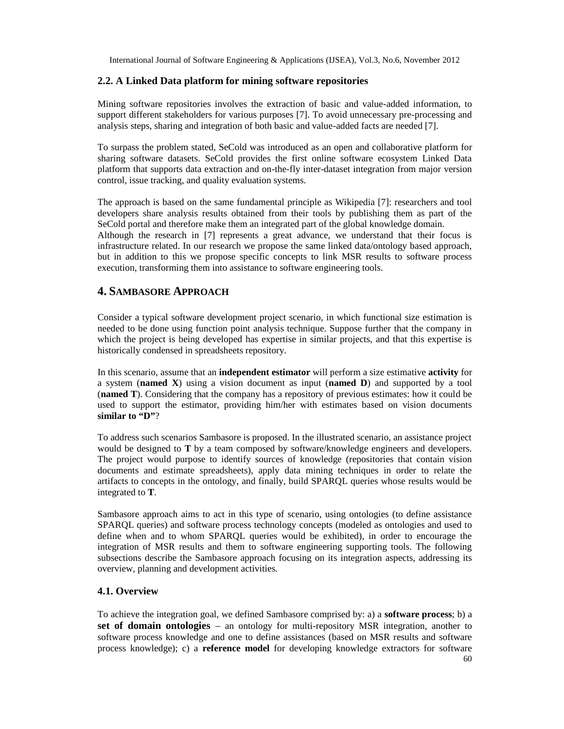### 2.2. A Linked Data platform for mining software repositories

Mining software repositories involves the extraction of basic and value-added information, to support different stakeholders for various purposes [7]. To avoid unnecessary pre-processing and analysis steps, sharing and integration of both basic and value-added facts are needed [7].

To surpass the problem stated, SeCold was introduced as an open and collaborative platform for sharing software datasets. SeCold provides the first online software ecosystem Linked Data platform that supports data extraction and on-the-fly inter-dataset integration from major version control, issue tracking, and quality evaluation systems.

The approach is based on the same fundamental principle as Wikipedia [7]: researchers and tool developers share analysis results obtained from their tools by publishing them as part of the SeCold portal and therefore make them an integrated part of the global knowledge domain.
Although the research in [7] represents a great advance, we understand that their focus is infrastructure related. In our research we propose the same linked data/ontology based approach, but in addition to this we propose specific concepts to link MSR results to software process execution, transforming them into assistance to software engineering tools.

## 4. SAMBASORE APPROACH

Consider a typical software development project scenario, in which functional size estimation is needed to be done using function point analysis technique. Suppose further that the company in which the project is being developed has expertise in similar projects, and that this expertise is historically condensed in spreadsheets repository.

In this scenario, assume that an **independent estimator** will perform a size estimative **activity** for a system (**named X**) using a vision document as input (**named D**) and supported by a tool (**named T**). Considering that the company has a repository of previous estimates: how it could be used to support the estimator, providing him/her with estimates based on vision documents **similar to "D"**?

To address such scenarios Sambasore is proposed. In the illustrated scenario, an assistance project would be designed to **T** by a team composed by software/knowledge engineers and developers. The project would purpose to identify sources of knowledge (repositories that contain vision documents and estimate spreadsheets), apply data mining techniques in order to relate the artifacts to concepts in the ontology, and finally, build SPARQL queries whose results would be integrated to **T**.

Sambasore approach aims to act in this type of scenario, using ontologies (to define assistance SPARQL queries) and software process technology concepts (modeled as ontologies and used to define when and to whom SPARQL queries would be exhibited), in order to encourage the integration of MSR results and them to software engineering supporting tools. The following subsections describe the Sambasore approach focusing on its integration aspects, addressing its overview, planning and development activities.

### 4.1. Overview

To achieve the integration goal, we defined Sambasore comprised by: a) a **software process**; b) a **set of domain ontologies** – an ontology for multi-repository MSR integration, another to software process knowledge and one to define assistances (based on MSR results and software process knowledge); c) a **reference model** for developing knowledge extractors for software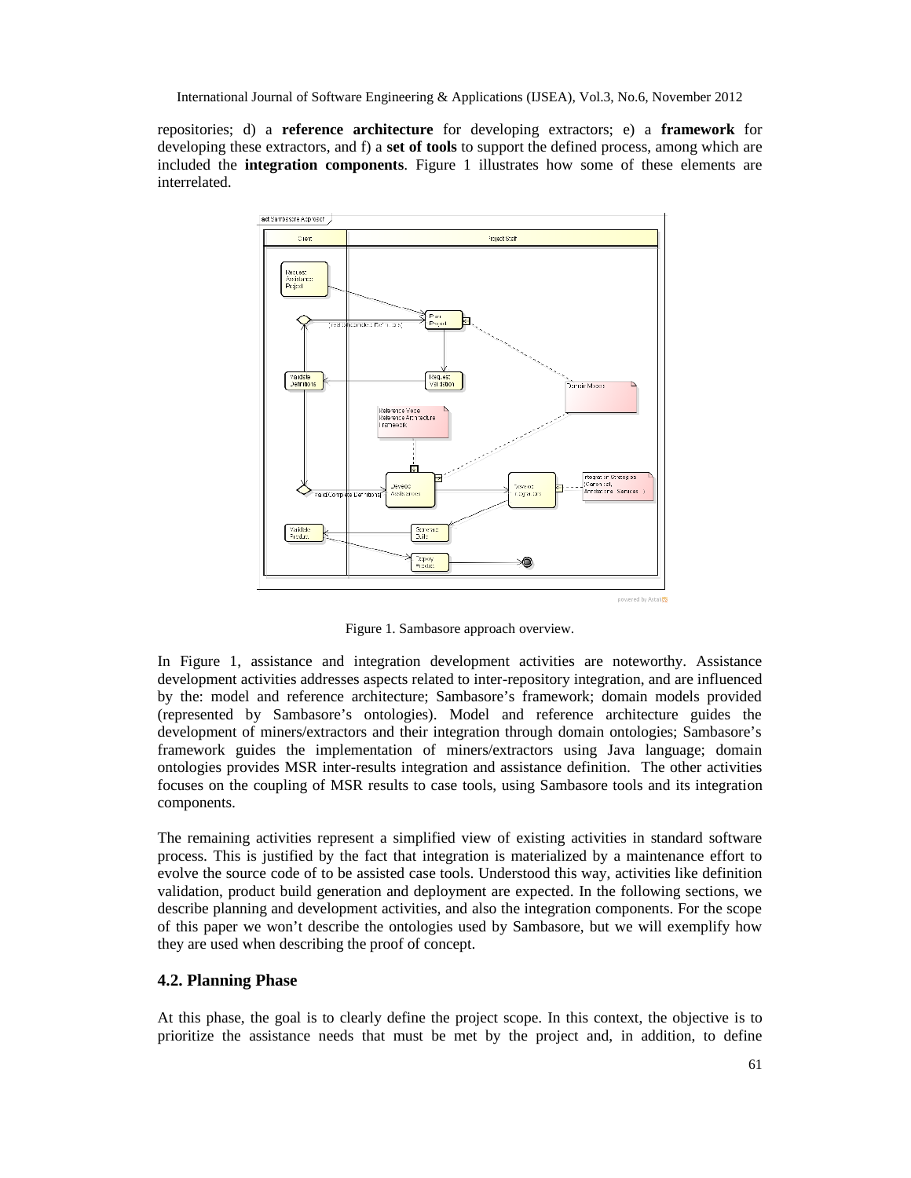repositories; d) a **reference architecture** for developing extractors; e) a **framework** for developing these extractors, and f) a **set of tools** to support the defined process, among which are included the **integration components**. Figure 1 illustrates how some of these elements are interrelated.

Figure 1. Sambasore approach overview.

In Figure 1, assistance and integration development activities are noteworthy. Assistance development activities addresses aspects related to inter-repository integration, and are influenced by the: model and reference architecture; Sambasore's framework; domain models provided (represented by Sambasore's ontologies). Model and reference architecture guides the development of miners/extractors and their integration through domain ontologies; Sambasore's framework guides the implementation of miners/extractors using Java language; domain ontologies provides MSR inter-results integration and assistance definition. The other activities focuses on the coupling of MSR results to case tools, using Sambasore tools and its integration components.

The remaining activities represent a simplified view of existing activities in standard software process. This is justified by the fact that integration is materialized by a maintenance effort to evolve the source code of to be assisted case tools. Understood this way, activities like definition validation, product build generation and deployment are expected. In the following sections, we describe planning and development activities, and also the integration components. For the scope of this paper we won't describe the ontologies used by Sambasore, but we will exemplify how they are used when describing the proof of concept.

### 4.2. Planning Phase

At this phase, the goal is to clearly define the project scope. In this context, the objective is to prioritize the assistance needs that must be met by the project and, in addition, to define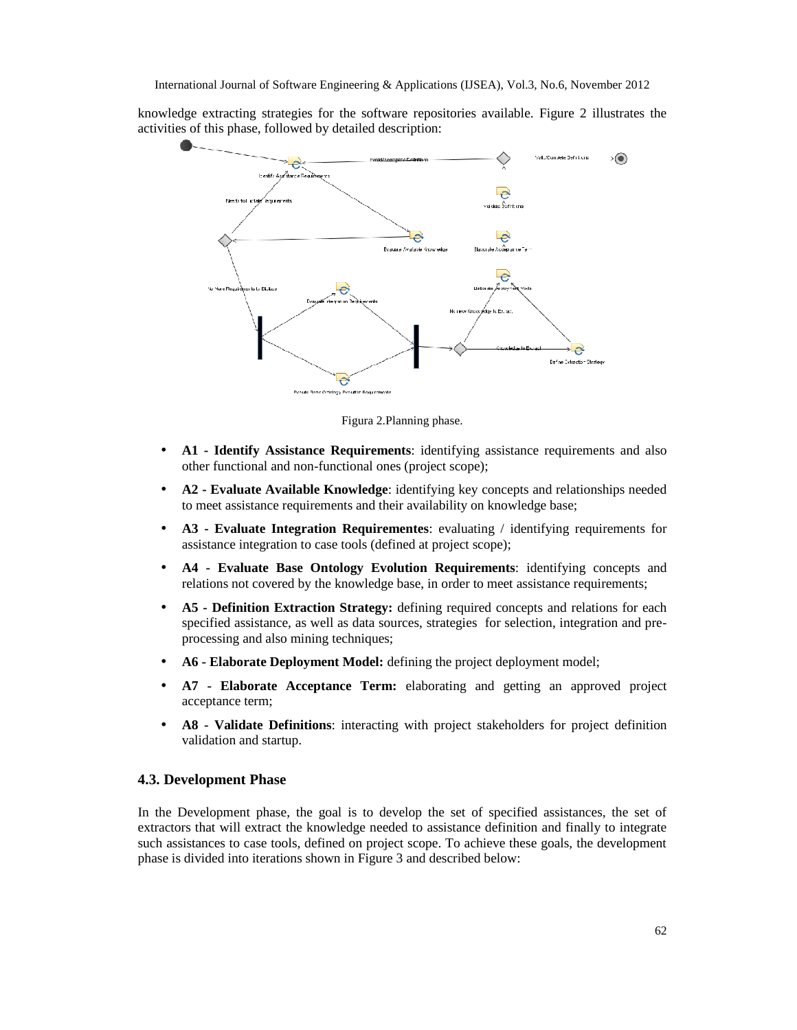knowledge extracting strategies for the software repositories available. Figure 2 illustrates the activities of this phase, followed by detailed description:

Figura 2.Planning phase.

- **A1 - Identify Assistance Requirements**: identifying assistance requirements and also other functional and non-functional ones (project scope);
- **A2 - Evaluate Available Knowledge**: identifying key concepts and relationships needed to meet assistance requirements and their availability on knowledge base;
- **A3 - Evaluate Integration Requirementes**: evaluating / identifying requirements for assistance integration to case tools (defined at project scope);
- **A4 - Evaluate Base Ontology Evolution Requirements**: identifying concepts and relations not covered by the knowledge base, in order to meet assistance requirements;
- **A5 - Definition Extraction Strategy:** defining required concepts and relations for each specified assistance, as well as data sources, strategies for selection, integration and pre-processing and also mining techniques;
- **A6 - Elaborate Deployment Model:** defining the project deployment model;
- **A7 - Elaborate Acceptance Term:** elaborating and getting an approved project acceptance term;
- **A8 - Validate Definitions**: interacting with project stakeholders for project definition validation and startup.

### 4.3. Development Phase

In the Development phase, the goal is to develop the set of specified assistances, the set of extractors that will extract the knowledge needed to assistance definition and finally to integrate such assistances to case tools, defined on project scope. To achieve these goals, the development phase is divided into iterations shown in Figure 3 and described below: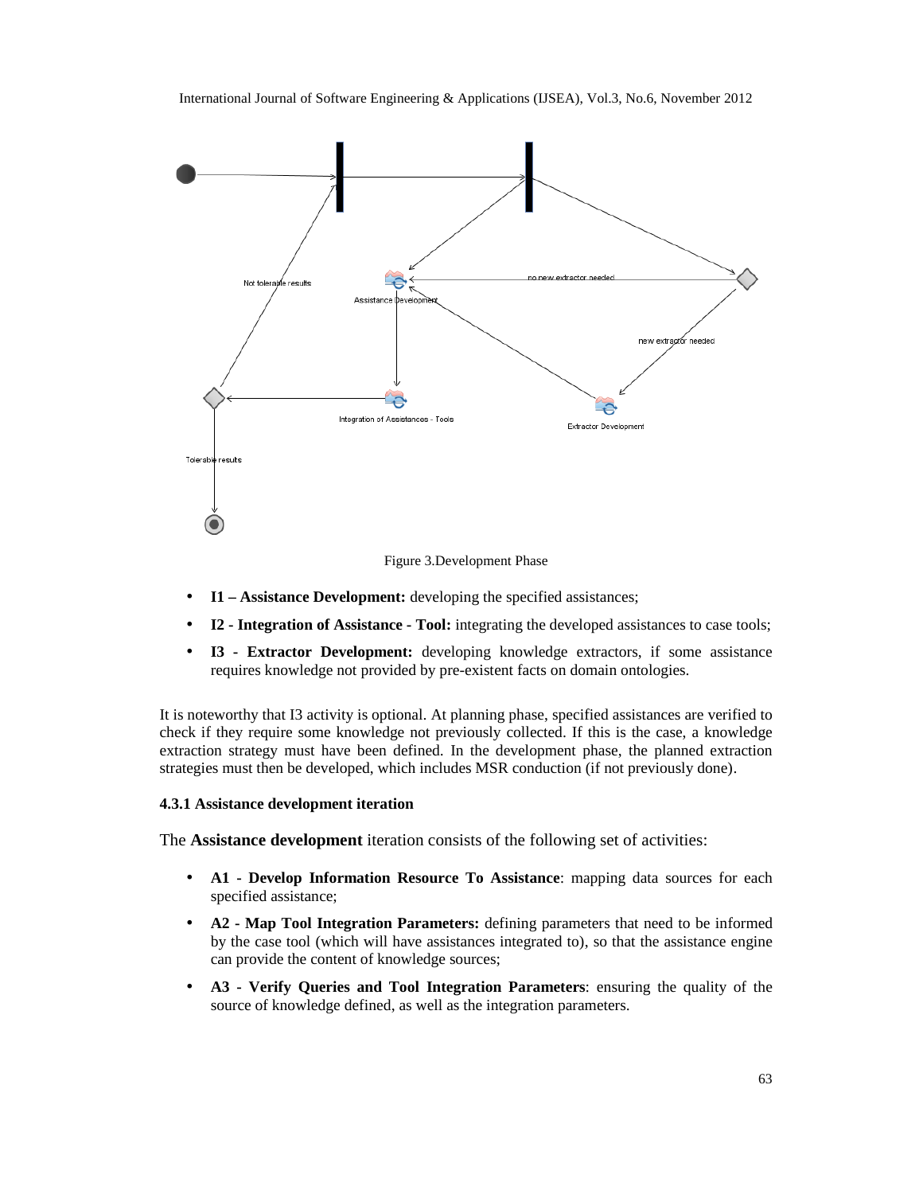Figure 3.Development Phase

- **I1 – Assistance Development:** developing the specified assistances;
- **I2 - Integration of Assistance - Tool:** integrating the developed assistances to case tools;
- **I3 - Extractor Development:** developing knowledge extractors, if some assistance requires knowledge not provided by pre-existent facts on domain ontologies.

It is noteworthy that I3 activity is optional. At planning phase, specified assistances are verified to check if they require some knowledge not previously collected. If this is the case, a knowledge extraction strategy must have been defined. In the development phase, the planned extraction strategies must then be developed, which includes MSR conduction (if not previously done).

#### 4.3.1 Assistance development iteration

The **Assistance development** iteration consists of the following set of activities:

- **A1 - Develop Information Resource To Assistance**: mapping data sources for each specified assistance;
- **A2 - Map Tool Integration Parameters:** defining parameters that need to be informed by the case tool (which will have assistances integrated to), so that the assistance engine can provide the content of knowledge sources;
- **A3 - Verify Queries and Tool Integration Parameters**: ensuring the quality of the source of knowledge defined, as well as the integration parameters.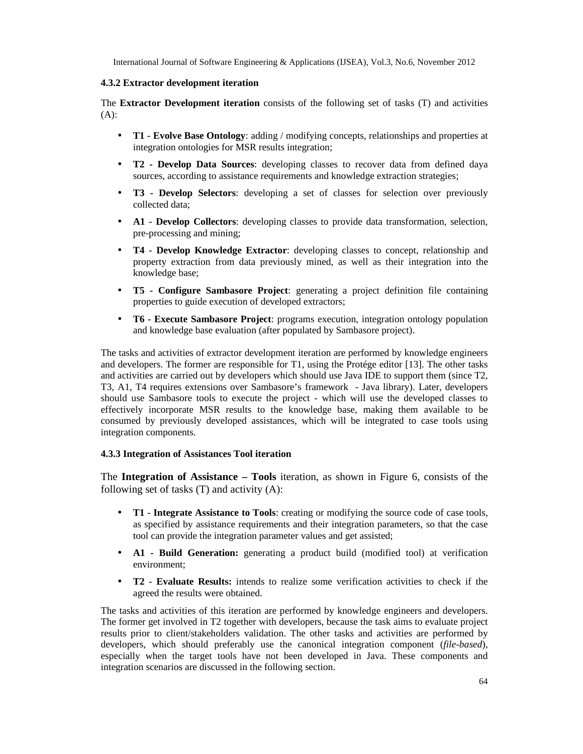#### 4.3.2 Extractor development iteration

The **Extractor Development iteration** consists of the following set of tasks (T) and activities (A):

- **T1 - Evolve Base Ontology**: adding / modifying concepts, relationships and properties at integration ontologies for MSR results integration;
- **T2 - Develop Data Sources**: developing classes to recover data from defined daya sources, according to assistance requirements and knowledge extraction strategies;
- **T3 - Develop Selectors**: developing a set of classes for selection over previously collected data;
- **A1 - Develop Collectors**: developing classes to provide data transformation, selection, pre-processing and mining;
- **T4 - Develop Knowledge Extractor**: developing classes to concept, relationship and property extraction from data previously mined, as well as their integration into the knowledge base;
- **T5 - Configure Sambasore Project**: generating a project definition file containing properties to guide execution of developed extractors;
- **T6 - Execute Sambasore Project**: programs execution, integration ontology population and knowledge base evaluation (after populated by Sambasore project).

The tasks and activities of extractor development iteration are performed by knowledge engineers and developers. The former are responsible for T1, using the Protége editor [13]. The other tasks and activities are carried out by developers which should use Java IDE to support them (since T2, T3, A1, T4 requires extensions over Sambasore's framework - Java library). Later, developers should use Sambasore tools to execute the project - which will use the developed classes to effectively incorporate MSR results to the knowledge base, making them available to be consumed by previously developed assistances, which will be integrated to case tools using integration components.

#### 4.3.3 Integration of Assistances Tool iteration

The **Integration of Assistance – Tools** iteration, as shown in Figure 6, consists of the following set of tasks (T) and activity (A):

- **T1 - Integrate Assistance to Tools**: creating or modifying the source code of case tools, as specified by assistance requirements and their integration parameters, so that the case tool can provide the integration parameter values and get assisted;
- **A1 - Build Generation:** generating a product build (modified tool) at verification environment;
- **T2 - Evaluate Results:** intends to realize some verification activities to check if the agreed the results were obtained.

The tasks and activities of this iteration are performed by knowledge engineers and developers. The former get involved in T2 together with developers, because the task aims to evaluate project results prior to client/stakeholders validation. The other tasks and activities are performed by developers, which should preferably use the canonical integration component (*file-based*), especially when the target tools have not been developed in Java. These components and integration scenarios are discussed in the following section.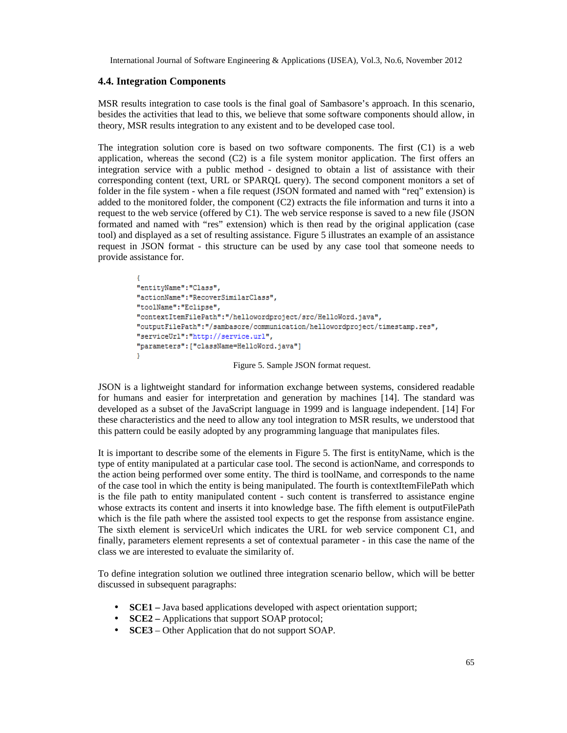### 4.4. Integration Components

MSR results integration to case tools is the final goal of Sambasore's approach. In this scenario, besides the activities that lead to this, we believe that some software components should allow, in theory, MSR results integration to any existent and to be developed case tool.

The integration solution core is based on two software components. The first (C1) is a web application, whereas the second (C2) is a file system monitor application. The first offers an integration service with a public method - designed to obtain a list of assistance with their corresponding content (text, URL or SPARQL query). The second component monitors a set of folder in the file system - when a file request (JSON formated and named with "req" extension) is added to the monitored folder, the component (C2) extracts the file information and turns it into a request to the web service (offered by C1). The web service response is saved to a new file (JSON formated and named with "res" extension) which is then read by the original application (case tool) and displayed as a set of resulting assistance. Figure 5 illustrates an example of an assistance request in JSON format - this structure can be used by any case tool that someone needs to provide assistance for.

```
{
"entityName":"Class",
"actionName":"RecoverSimilarClass",
"toolName":"Eclipse",
"contextItemFilePath":"/hellowordproject/src/HelloWord.java",
"outputFilePath":"/sambasore/communication/hellowordproject/timestamp.res",
"serviceUrl":"http://service.url",
"parameters":["className=HelloWord.java"]
}
```

Figure 5. Sample JSON format request.

JSON is a lightweight standard for information exchange between systems, considered readable for humans and easier for interpretation and generation by machines [14]. The standard was developed as a subset of the JavaScript language in 1999 and is language independent. [14] For these characteristics and the need to allow any tool integration to MSR results, we understood that this pattern could be easily adopted by any programming language that manipulates files.

It is important to describe some of the elements in Figure 5. The first is entityName, which is the type of entity manipulated at a particular case tool. The second is actionName, and corresponds to the action being performed over some entity. The third is toolName, and corresponds to the name of the case tool in which the entity is being manipulated. The fourth is contextItemFilePath which is the file path to entity manipulated content - such content is transferred to assistance engine whose extracts its content and inserts it into knowledge base. The fifth element is outputFilePath which is the file path where the assisted tool expects to get the response from assistance engine. The sixth element is serviceUrl which indicates the URL for web service component C1, and finally, parameters element represents a set of contextual parameter - in this case the name of the class we are interested to evaluate the similarity of.

To define integration solution we outlined three integration scenario bellow, which will be better discussed in subsequent paragraphs:

- **SCE1 –** Java based applications developed with aspect orientation support;
- **SCE2 –** Applications that support SOAP protocol;
- **SCE3** – Other Application that do not support SOAP.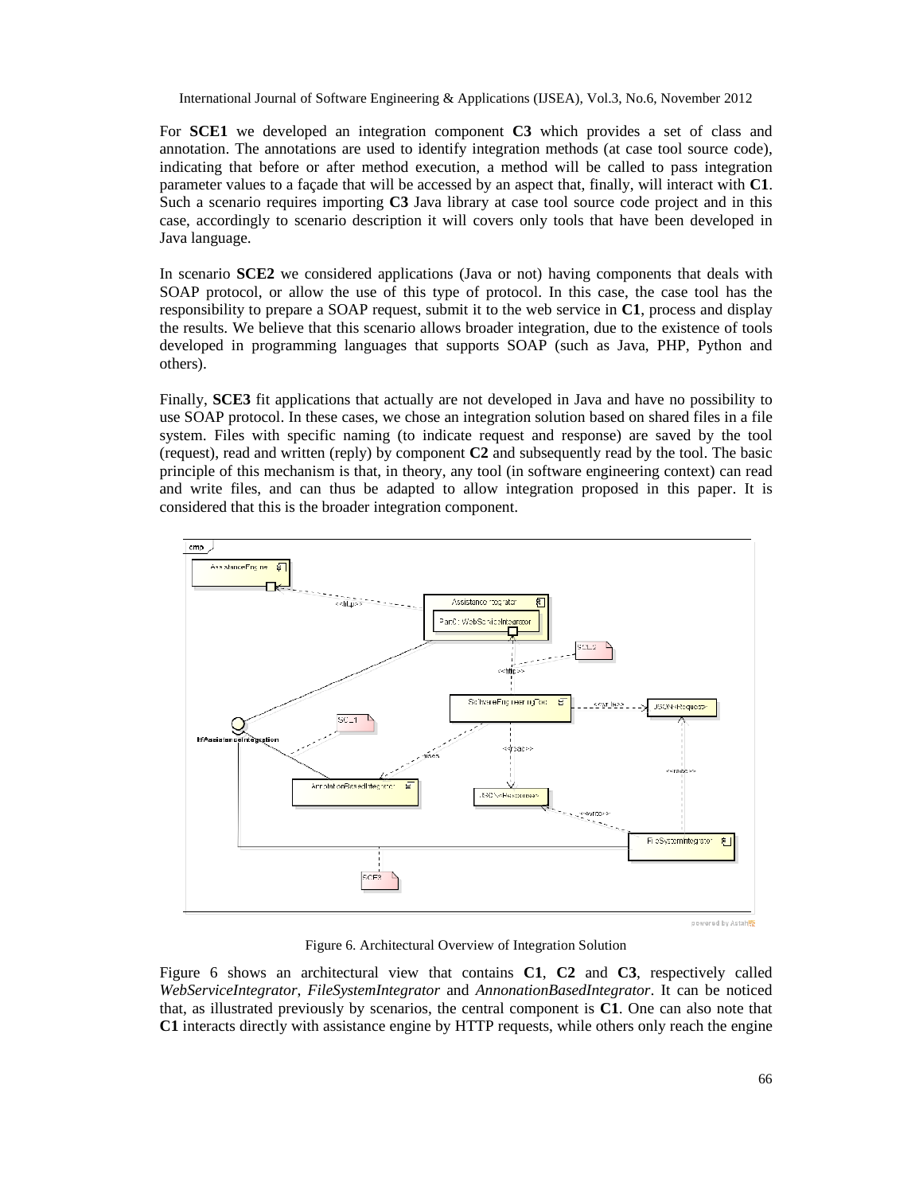For **SCE1** we developed an integration component **C3** which provides a set of class and annotation. The annotations are used to identify integration methods (at case tool source code), indicating that before or after method execution, a method will be called to pass integration parameter values to a façade that will be accessed by an aspect that, finally, will interact with **C1**. Such a scenario requires importing **C3** Java library at case tool source code project and in this case, accordingly to scenario description it will covers only tools that have been developed in Java language.

In scenario **SCE2** we considered applications (Java or not) having components that deals with SOAP protocol, or allow the use of this type of protocol. In this case, the case tool has the responsibility to prepare a SOAP request, submit it to the web service in **C1**, process and display the results. We believe that this scenario allows broader integration, due to the existence of tools developed in programming languages that supports SOAP (such as Java, PHP, Python and others).

Finally, **SCE3** fit applications that actually are not developed in Java and have no possibility to use SOAP protocol. In these cases, we chose an integration solution based on shared files in a file system. Files with specific naming (to indicate request and response) are saved by the tool (request), read and written (reply) by component **C2** and subsequently read by the tool. The basic principle of this mechanism is that, in theory, any tool (in software engineering context) can read and write files, and can thus be adapted to allow integration proposed in this paper. It is considered that this is the broader integration component.

Figure 6. Architectural Overview of Integration Solution

Figure 6 shows an architectural view that contains **C1**, **C2** and **C3**, respectively called *WebServiceIntegrator*, *FileSystemIntegrator* and *AnnonationBasedIntegrator*. It can be noticed that, as illustrated previously by scenarios, the central component is **C1**. One can also note that **C1** interacts directly with assistance engine by HTTP requests, while others only reach the engine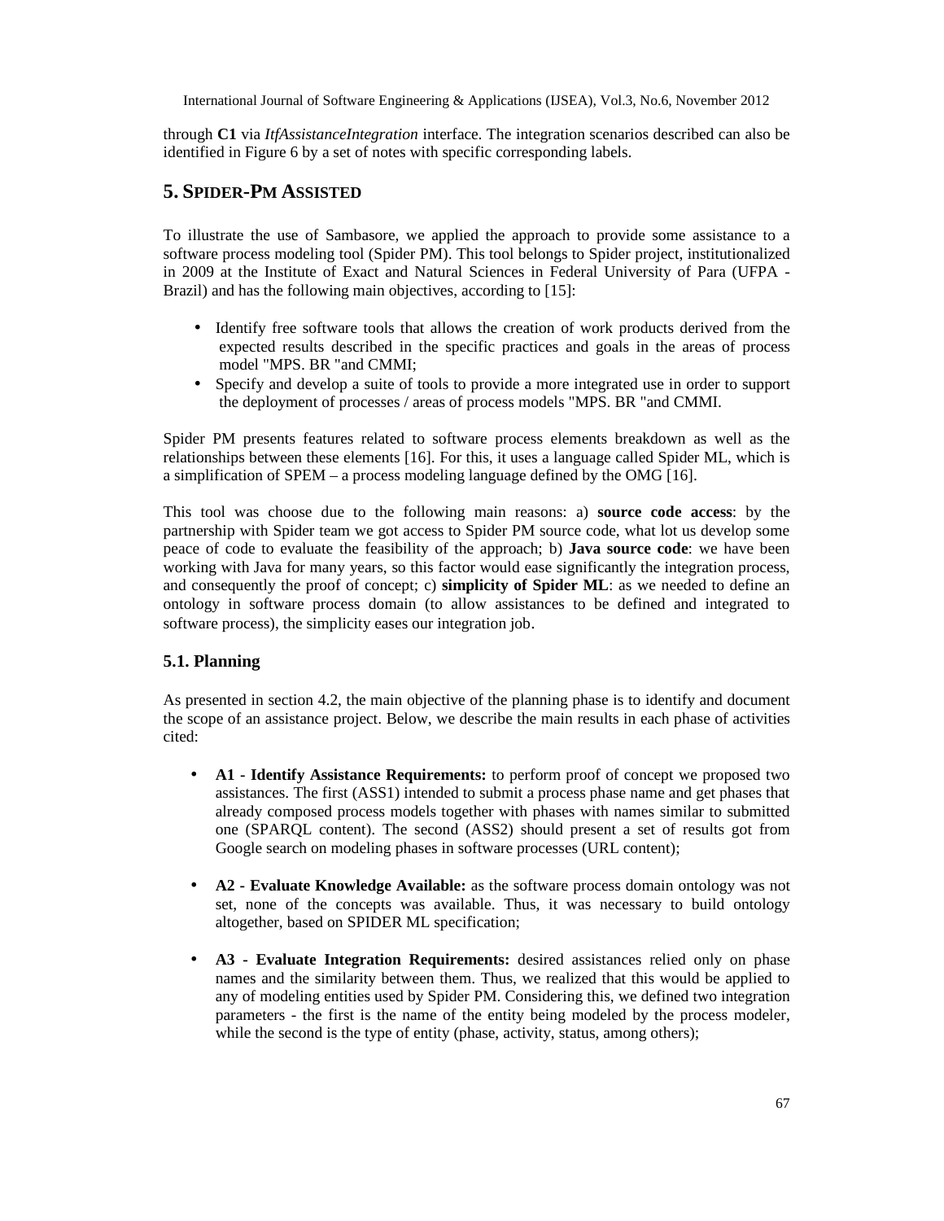through **C1** via *ItfAssistanceIntegration* interface. The integration scenarios described can also be identified in Figure 6 by a set of notes with specific corresponding labels.

## 5. SPIDER-PM ASSISTED

To illustrate the use of Sambasore, we applied the approach to provide some assistance to a software process modeling tool (Spider PM). This tool belongs to Spider project, institutionalized in 2009 at the Institute of Exact and Natural Sciences in Federal University of Para (UFPA - Brazil) and has the following main objectives, according to [15]:

- Identify free software tools that allows the creation of work products derived from the expected results described in the specific practices and goals in the areas of process model "MPS. BR "and CMMI;
- Specify and develop a suite of tools to provide a more integrated use in order to support the deployment of processes / areas of process models "MPS. BR "and CMMI.

Spider PM presents features related to software process elements breakdown as well as the relationships between these elements [16]. For this, it uses a language called Spider ML, which is a simplification of SPEM – a process modeling language defined by the OMG [16].

This tool was choose due to the following main reasons: a) **source code access**: by the partnership with Spider team we got access to Spider PM source code, what lot us develop some peace of code to evaluate the feasibility of the approach; b) **Java source code**: we have been working with Java for many years, so this factor would ease significantly the integration process, and consequently the proof of concept; c) **simplicity of Spider ML**: as we needed to define an ontology in software process domain (to allow assistances to be defined and integrated to software process), the simplicity eases our integration job.

### 5.1. Planning

As presented in section 4.2, the main objective of the planning phase is to identify and document the scope of an assistance project. Below, we describe the main results in each phase of activities cited:

- **A1 - Identify Assistance Requirements:** to perform proof of concept we proposed two assistances. The first (ASS1) intended to submit a process phase name and get phases that already composed process models together with phases with names similar to submitted one (SPARQL content). The second (ASS2) should present a set of results got from Google search on modeling phases in software processes (URL content);

- **A2 - Evaluate Knowledge Available:** as the software process domain ontology was not set, none of the concepts was available. Thus, it was necessary to build ontology altogether, based on SPIDER ML specification;

- **A3 - Evaluate Integration Requirements:** desired assistances relied only on phase names and the similarity between them. Thus, we realized that this would be applied to any of modeling entities used by Spider PM. Considering this, we defined two integration parameters - the first is the name of the entity being modeled by the process modeler, while the second is the type of entity (phase, activity, status, among others);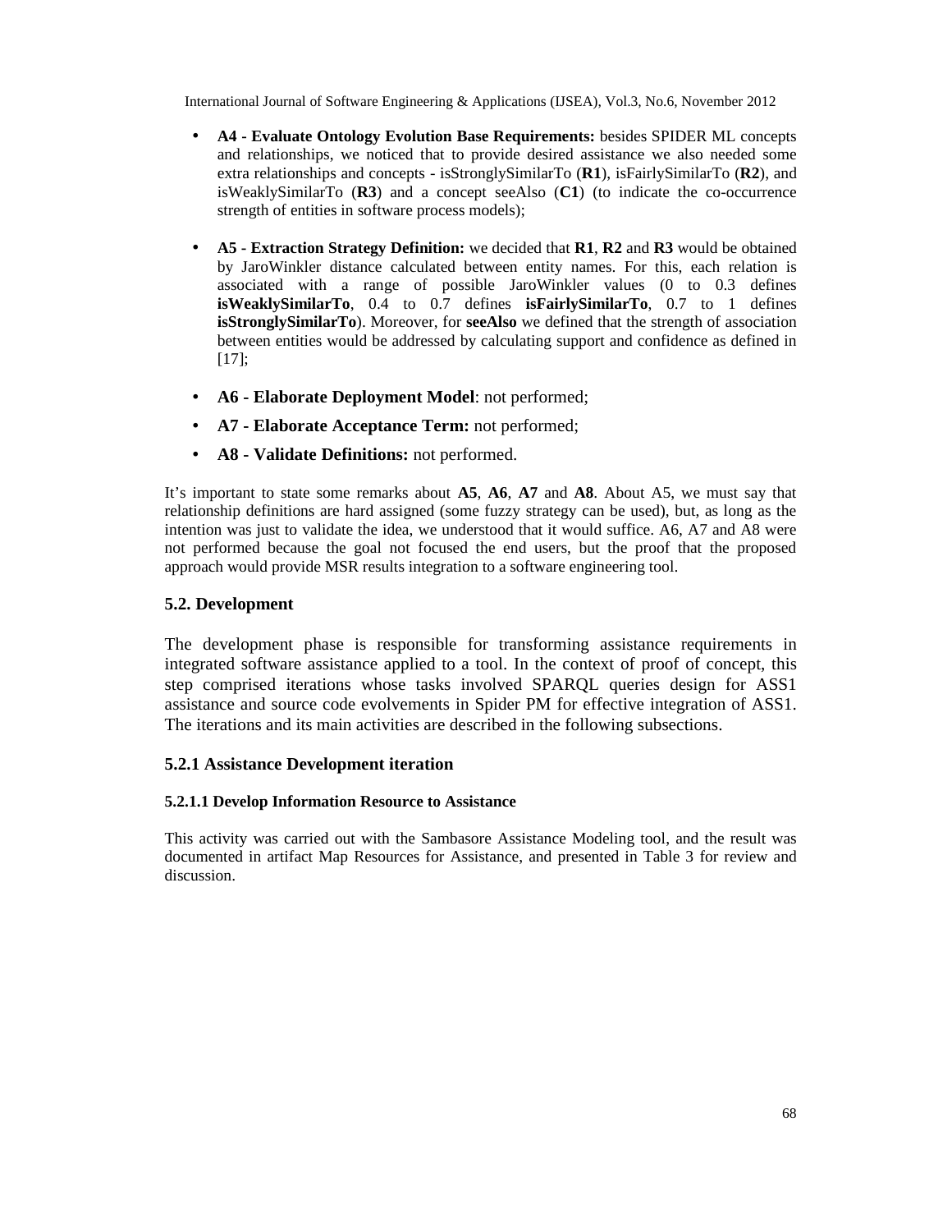- **A4 - Evaluate Ontology Evolution Base Requirements:** besides SPIDER ML concepts and relationships, we noticed that to provide desired assistance we also needed some extra relationships and concepts - isStronglySimilarTo (**R1**), isFairlySimilarTo (**R2**), and isWeaklySimilarTo (**R3**) and a concept seeAlso (**C1**) (to indicate the co-occurrence strength of entities in software process models);

- **A5 - Extraction Strategy Definition:** we decided that **R1**, **R2** and **R3** would be obtained by JaroWinkler distance calculated between entity names. For this, each relation is associated with a range of possible JaroWinkler values (0 to 0.3 defines **isWeaklySimilarTo**, 0.4 to 0.7 defines **isFairlySimilarTo**, 0.7 to 1 defines **isStronglySimilarTo**). Moreover, for **seeAlso** we defined that the strength of association between entities would be addressed by calculating support and confidence as defined in [17];

- **A6 - Elaborate Deployment Model**: not performed;
- **A7 - Elaborate Acceptance Term:** not performed;
- **A8 - Validate Definitions:** not performed.

It's important to state some remarks about **A5**, **A6**, **A7** and **A8**. About A5, we must say that relationship definitions are hard assigned (some fuzzy strategy can be used), but, as long as the intention was just to validate the idea, we understood that it would suffice. A6, A7 and A8 were not performed because the goal not focused the end users, but the proof that the proposed approach would provide MSR results integration to a software engineering tool.

### 5.2. Development

The development phase is responsible for transforming assistance requirements in integrated software assistance applied to a tool. In the context of proof of concept, this step comprised iterations whose tasks involved SPARQL queries design for ASS1 assistance and source code evolvements in Spider PM for effective integration of ASS1. The iterations and its main activities are described in the following subsections.

### 5.2.1 Assistance Development iteration

#### 5.2.1.1 Develop Information Resource to Assistance

This activity was carried out with the Sambasore Assistance Modeling tool, and the result was documented in artifact Map Resources for Assistance, and presented in Table 3 for review and discussion.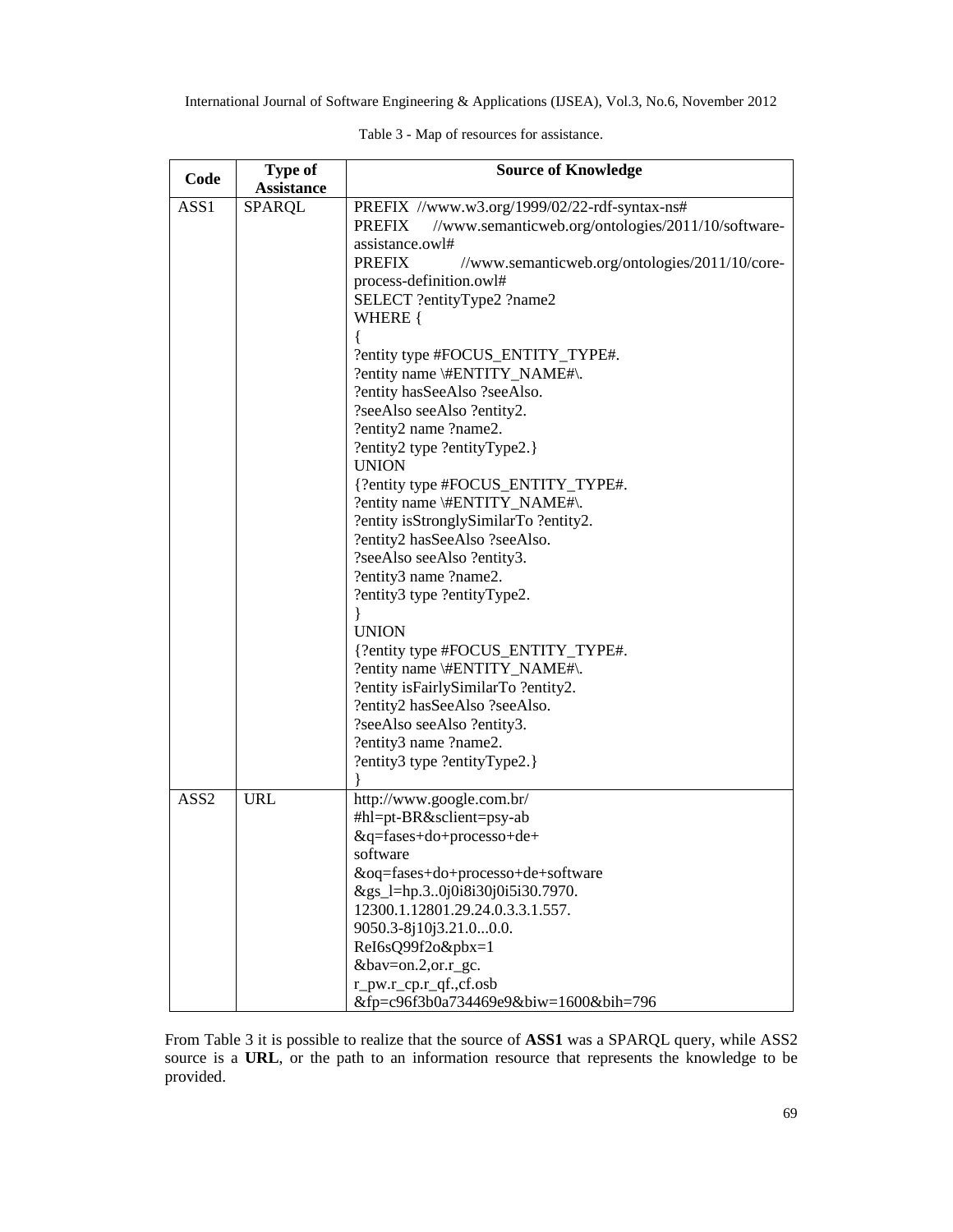Table 3 - Map of resources for assistance.

| Code | Type of Assistance | Source of Knowledge |
| --- | --- | --- |
| ASS1 | SPARQL | PREFIX //www.w3.org/1999/02/22-rdf-syntax-ns#<br>PREFIX //www.semanticweb.org/ontologies/2011/10/software-assistance.owl#<br>PREFIX //www.semanticweb.org/ontologies/2011/10/core-process-definition.owl#<br>SELECT ?entityType2 ?name2<br>WHERE {<br>{<br>?entity type #FOCUS_ENTITY_TYPE#.<br>?entity name \#ENTITY_NAME#\.<br>?entity hasSeeAlso ?seeAlso.<br>?seeAlso seeAlso ?entity2.<br>?entity2 name ?name2.<br>?entity2 type ?entityType2.}<br>UNION<br>{?entity type #FOCUS_ENTITY_TYPE#.<br>?entity name \#ENTITY_NAME#\.<br>?entity isStronglySimilarTo ?entity2.<br>?entity2 hasSeeAlso ?seeAlso.<br>?seeAlso seeAlso ?entity3.<br>?entity3 name ?name2.<br>?entity3 type ?entityType2.<br>}<br>UNION<br>{?entity type #FOCUS_ENTITY_TYPE#.<br>?entity name \#ENTITY_NAME#\.<br>?entity isFairlySimilarTo ?entity2.<br>?entity2 hasSeeAlso ?seeAlso.<br>?seeAlso seeAlso ?entity3.<br>?entity3 name ?name2.<br>?entity3 type ?entityType2.}<br>} |
| ASS2 | URL | http://www.google.com.br/<br>#hl=pt-BR&sclient=psy-ab<br>&q=fases+do+processo+de+<br>software<br>&oq=fases+do+processo+de+software<br>&gs_l=hp.3..0j0i8i30j0i5i30.7970.<br>12300.1.12801.29.24.0.3.3.1.557.<br>9050.3-8j10j3.21.0...0.0.<br>ReI6sQ99f2o&pbx=1<br>&bav=on.2,or.r_gc.<br>r_pw.r_cp.r_qf.,cf.osb<br>&fp=c96f3b0a734469e9&biw=1600&bih=796 |

From Table 3 it is possible to realize that the source of **ASS1** was a SPARQL query, while ASS2 source is a **URL**, or the path to an information resource that represents the knowledge to be provided.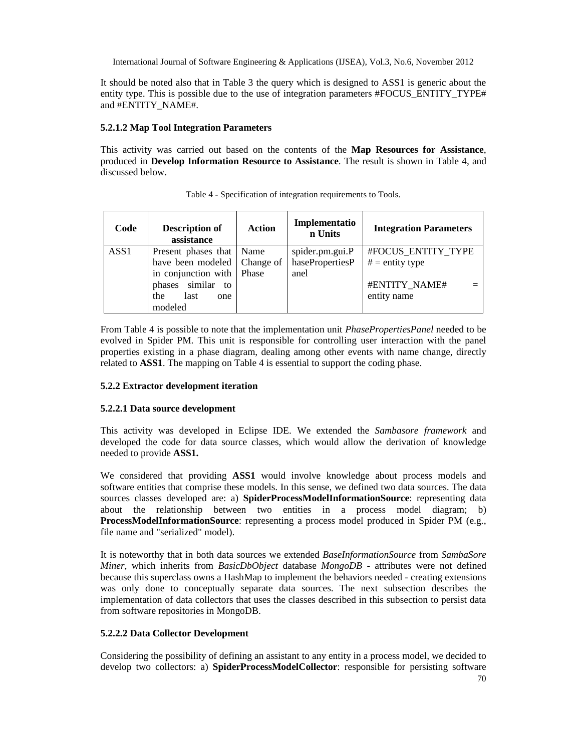It should be noted also that in Table 3 the query which is designed to ASS1 is generic about the entity type. This is possible due to the use of integration parameters #FOCUS_ENTITY_TYPE# and #ENTITY_NAME#.

#### 5.2.1.2 Map Tool Integration Parameters

This activity was carried out based on the contents of the **Map Resources for Assistance**, produced in **Develop Information Resource to Assistance**. The result is shown in Table 4, and discussed below.

Table 4 - Specification of integration requirements to Tools.

| Code | Description of assistance | Action | Implementation Units | Integration Parameters |
|---|---|---|---|---|
| ASS1 | Present phases that have been modeled in conjunction with phases similar to the last one modeled | Name Change of Phase | spider.pm.gui.PhasePropertiesPanel | #FOCUS_ENTITY_TYPE# = entity type<br><br>#ENTITY_NAME# = entity name |

From Table 4 is possible to note that the implementation unit *PhasePropertiesPanel* needed to be evolved in Spider PM. This unit is responsible for controlling user interaction with the panel properties existing in a phase diagram, dealing among other events with name change, directly related to **ASS1**. The mapping on Table 4 is essential to support the coding phase.

### 5.2.2 Extractor development iteration

#### 5.2.2.1 Data source development

This activity was developed in Eclipse IDE. We extended the *Sambasore framework* and developed the code for data source classes, which would allow the derivation of knowledge needed to provide **ASS1.**

We considered that providing **ASS1** would involve knowledge about process models and software entities that comprise these models. In this sense, we defined two data sources. The data sources classes developed are: a) **SpiderProcessModelInformationSource**: representing data about the relationship between two entities in a process model diagram; b) **ProcessModelInformationSource**: representing a process model produced in Spider PM (e.g., file name and "serialized" model).

It is noteworthy that in both data sources we extended *BaseInformationSource* from *SambaSore Miner*, which inherits from *BasicDbObject* database *MongoDB* - attributes were not defined because this superclass owns a HashMap to implement the behaviors needed - creating extensions was only done to conceptually separate data sources. The next subsection describes the implementation of data collectors that uses the classes described in this subsection to persist data from software repositories in MongoDB.

#### 5.2.2.2 Data Collector Development

Considering the possibility of defining an assistant to any entity in a process model, we decided to develop two collectors: a) **SpiderProcessModelCollector**: responsible for persisting software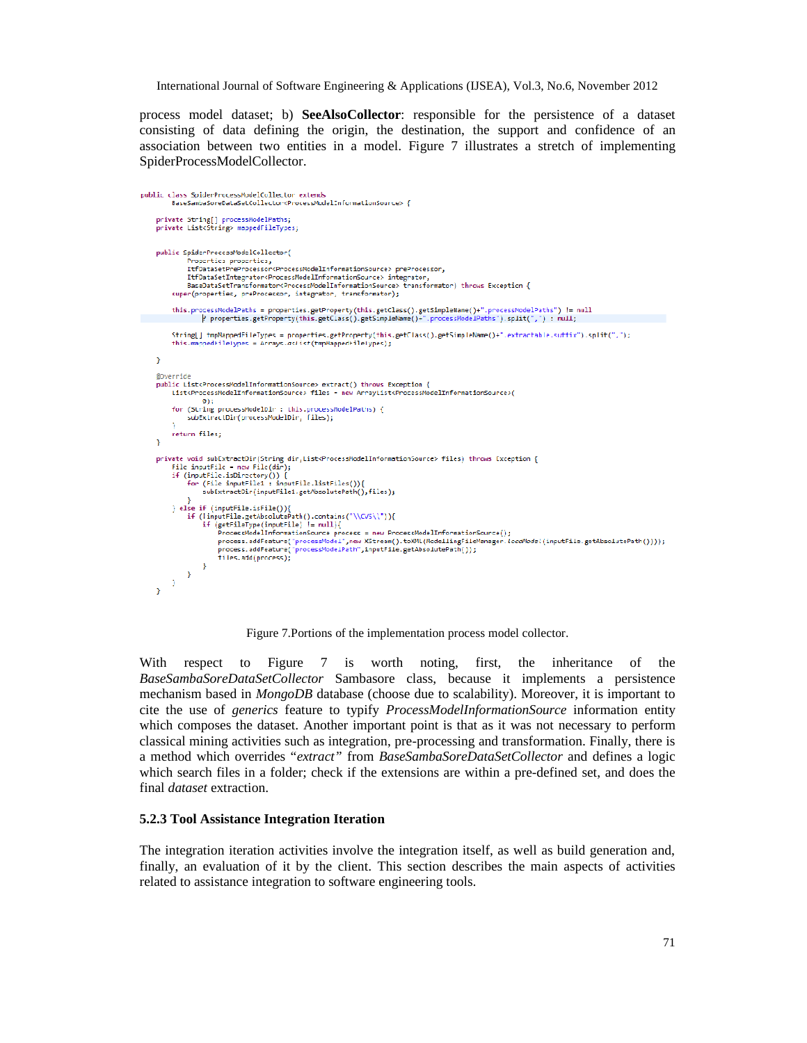process model dataset; b) **SeeAlsoCollector**: responsible for the persistence of a dataset consisting of data defining the origin, the destination, the support and confidence of an association between two entities in a model. Figure 7 illustrates a stretch of implementing SpiderProcessModelCollector.

```
public class SpiderProcessModelCollector extends
        BaseSambaSoreDataSetCollector<ProcessModelInformationSource> {

    private String[] processModelPaths;
    private List<String> mappedFileTypes;


    public SpiderProcessModelCollector(
            Properties properties,
            ItfDataSetPreProcessor<ProcessModelInformationSource> preProcessor,
            ItfDataSetIntegrator<ProcessModelInformationSource> integrator,
            BaseDataSetTransformator<ProcessModelInformationSource> transformator) throws Exception {
        super(properties, preProcessor, integrator, transformator);

        this.processModelPaths = properties.getProperty(this.getClass().getSimpleName()+".processModelPaths") != null
                ? properties.getProperty(this.getClass().getSimpleName()+".processModelPaths").split(",") : null;

        String[] tmpMappedFileTypes = properties.getProperty(this.getClass().getSimpleName()+".extractable.suffix").split(",");
        this.mappedFileTypes = Arrays.asList(tmpMappedFileTypes);

    }

    @Override
    public List<ProcessModelInformationSource> extract() throws Exception {
        List<ProcessModelInformationSource> files = new ArrayList<ProcessModelInformationSource>(
                0);
        for (String processModelDir : this.processModelPaths) {
            subExtractDir(processModelDir, files);
        }
        return files;
    }

    private void subExtractDir(String dir,List<ProcessModelInformationSource> files) throws Exception {
        File inputFile = new File(dir);
        if (inputFile.isDirectory()) {
            for (File inputFile1 : inputFile.listFiles()){
                subExtractDir(inputFile1.getAbsolutePath(),files);
            }
        } else if (inputFile.isFile()){
            if (!inputFile.getAbsolutePath().contains("\\CVS\\")){
                if (getFileType(inputFile) != null){
                    ProcessModelInformationSource process = new ProcessModelInformationSource();
                    process.addFeature("processModel",new XStream().toXML(ModellingFileManager.loadModel(inputFile.getAbsolutePath())));
                    process.addFeature("processModelPath",inputFile.getAbsolutePath());
                    files.add(process);
                }
            }
        }
    }
```

Figure 7.Portions of the implementation process model collector.

With respect to Figure 7 is worth noting, first, the inheritance of the *BaseSambaSoreDataSetCollector* Sambasore class, because it implements a persistence mechanism based in *MongoDB* database (choose due to scalability). Moreover, it is important to cite the use of *generics* feature to typify *ProcessModelInformationSource* information entity which composes the dataset. Another important point is that as it was not necessary to perform classical mining activities such as integration, pre-processing and transformation. Finally, there is a method which overrides *"extract"* from *BaseSambaSoreDataSetCollector* and defines a logic which search files in a folder; check if the extensions are within a pre-defined set, and does the final *dataset* extraction.

### 5.2.3 Tool Assistance Integration Iteration

The integration iteration activities involve the integration itself, as well as build generation and, finally, an evaluation of it by the client. This section describes the main aspects of activities related to assistance integration to software engineering tools.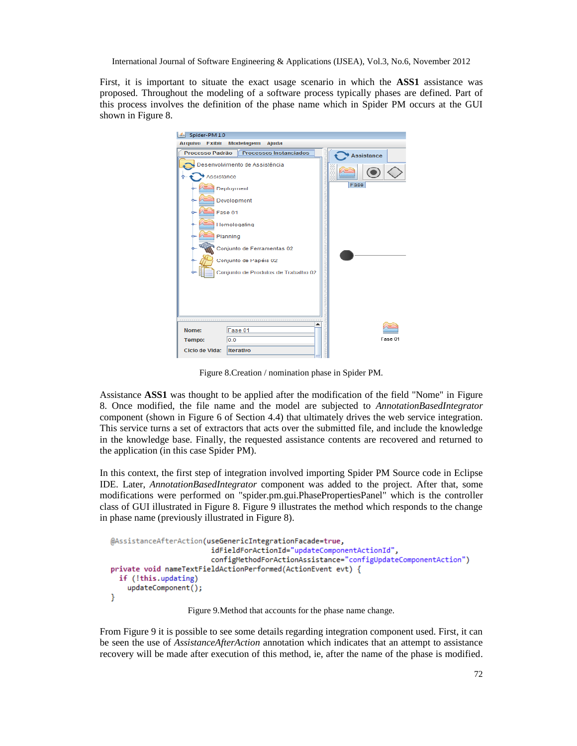First, it is important to situate the exact usage scenario in which the **ASS1** assistance was proposed. Throughout the modeling of a software process typically phases are defined. Part of this process involves the definition of the phase name which in Spider PM occurs at the GUI shown in Figure 8.

Figure 8.Creation / nomination phase in Spider PM.

Assistance **ASS1** was thought to be applied after the modification of the field "Nome" in Figure 8. Once modified, the file name and the model are subjected to *AnnotationBasedIntegrator* component (shown in Figure 6 of Section 4.4) that ultimately drives the web service integration. This service turns a set of extractors that acts over the submitted file, and include the knowledge in the knowledge base. Finally, the requested assistance contents are recovered and returned to the application (in this case Spider PM).

In this context, the first step of integration involved importing Spider PM Source code in Eclipse IDE. Later, *AnnotationBasedIntegrator* component was added to the project. After that, some modifications were performed on "spider.pm.gui.PhasePropertiesPanel" which is the controller class of GUI illustrated in Figure 8. Figure 9 illustrates the method which responds to the change in phase name (previously illustrated in Figure 8).

```
@AssistanceAfterAction(useGenericIntegrationFacade=true,
                       idFieldForActionId="updateComponentActionId",
                       configMethodForActionAssistance="configUpdateComponentAction")
private void nameTextFieldActionPerformed(ActionEvent evt) {
  if (!this.updating)
    updateComponent();
}
```

Figure 9.Method that accounts for the phase name change.

From Figure 9 it is possible to see some details regarding integration component used. First, it can be seen the use of *AssistanceAfterAction* annotation which indicates that an attempt to assistance recovery will be made after execution of this method, ie, after the name of the phase is modified.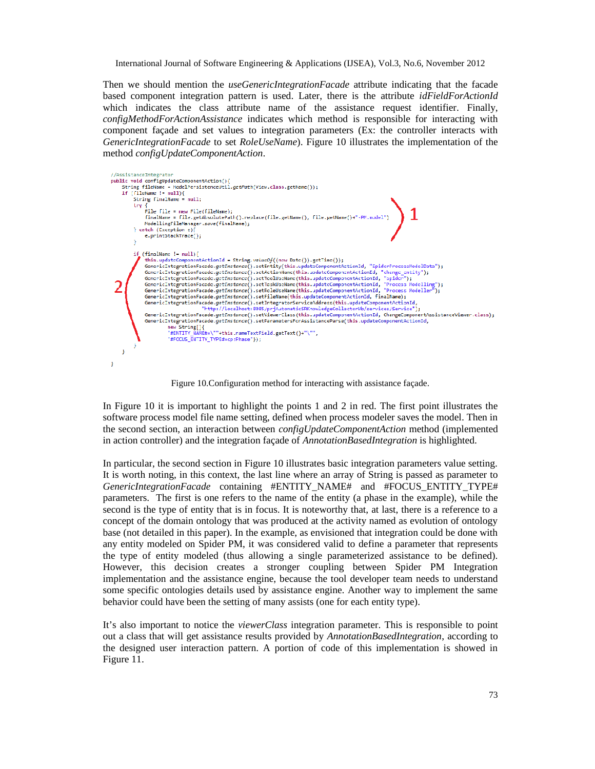Then we should mention the *useGenericIntegrationFacade* attribute indicating that the facade based component integration pattern is used. Later, there is the attribute *idFieldForActionId* which indicates the class attribute name of the assistance request identifier. Finally, *configMethodForActionAssistance* indicates which method is responsible for interacting with component façade and set values to integration parameters (Ex: the controller interacts with *GenericIntegrationFacade* to set *RoleUseName*). Figure 10 illustrates the implementation of the method *configUpdateComponentAction*.

```
//AssistanceIntegrator
public void configUpdateComponentAction(){
    String fileName = ModelPersistenceUtil.getPath(View.class.getName());
    if (fileName != null){
        String finalName = null;
        try {
            File file = new File(fileName);
            finalName = file.getAbsolutePath().replace(file.getName(), file.getName()+"-PM.model");
            ModellingFileManager.save(finalName);
        } catch (Exception e){
            e.printStackTrace();
        }

        if (finalName != null){
            this.updateComponentActionId = String.valueOf((new Date()).getTime());
            GenericIntegrationFacade.getInstance().setEntity(this.updateComponentActionId, "SpiderProcessModelData");
            GenericIntegrationFacade.getInstance().setActionName(this.updateComponentActionId, "change_entity");
            GenericIntegrationFacade.getInstance().setToolUseName(this.updateComponentActionId, "Spider");
            GenericIntegrationFacade.getInstance().setTaskUseName(this.updateComponentActionId, "Process Modelling");
            GenericIntegrationFacade.getInstance().setRoleUseName(this.updateComponentActionId, "Process Modeller");
            GenericIntegrationFacade.getInstance().setFileName(this.updateComponentActionId, finalName);
            GenericIntegrationFacade.getInstance().setIntegratorServiceAddress(this.updateComponentActionId,
                    "http://localhost:8085/prjAutomaticSRKnowledgeCollectorWb/services/Service");
            GenericIntegrationFacade.getInstance().setViewerClass(this.updateComponentActionId, ChangeComponentAssistanceViewer.class);
            GenericIntegrationFacade.getInstance().setParametersForAssistanceParse(this.updateComponentActionId,
                    new String[]{
                    "#ENTITY_NAME#=\""+this.nameTextField.getText()+"\"",
                    "#FOCUS_ENTITY_TYPE#=cp:Phase"});
        }
    }
}
```

Figure 10.Configuration method for interacting with assistance façade.

In Figure 10 it is important to highlight the points 1 and 2 in red. The first point illustrates the software process model file name setting, defined when process modeler saves the model. Then in the second section, an interaction between *configUpdateComponentAction* method (implemented in action controller) and the integration façade of *AnnotationBasedIntegration* is highlighted.

In particular, the second section in Figure 10 illustrates basic integration parameters value setting. It is worth noting, in this context, the last line where an array of String is passed as parameter to *GenericIntegrationFacade* containing #ENTITY_NAME# and #FOCUS_ENTITY_TYPE# parameters. The first is one refers to the name of the entity (a phase in the example), while the second is the type of entity that is in focus. It is noteworthy that, at last, there is a reference to a concept of the domain ontology that was produced at the activity named as evolution of ontology base (not detailed in this paper). In the example, as envisioned that integration could be done with any entity modeled on Spider PM, it was considered valid to define a parameter that represents the type of entity modeled (thus allowing a single parameterized assistance to be defined). However, this decision creates a stronger coupling between Spider PM Integration implementation and the assistance engine, because the tool developer team needs to understand some specific ontologies details used by assistance engine. Another way to implement the same behavior could have been the setting of many assists (one for each entity type).

It's also important to notice the *viewerClass* integration parameter. This is responsible to point out a class that will get assistance results provided by *AnnotationBasedIntegration*, according to the designed user interaction pattern. A portion of code of this implementation is showed in Figure 11.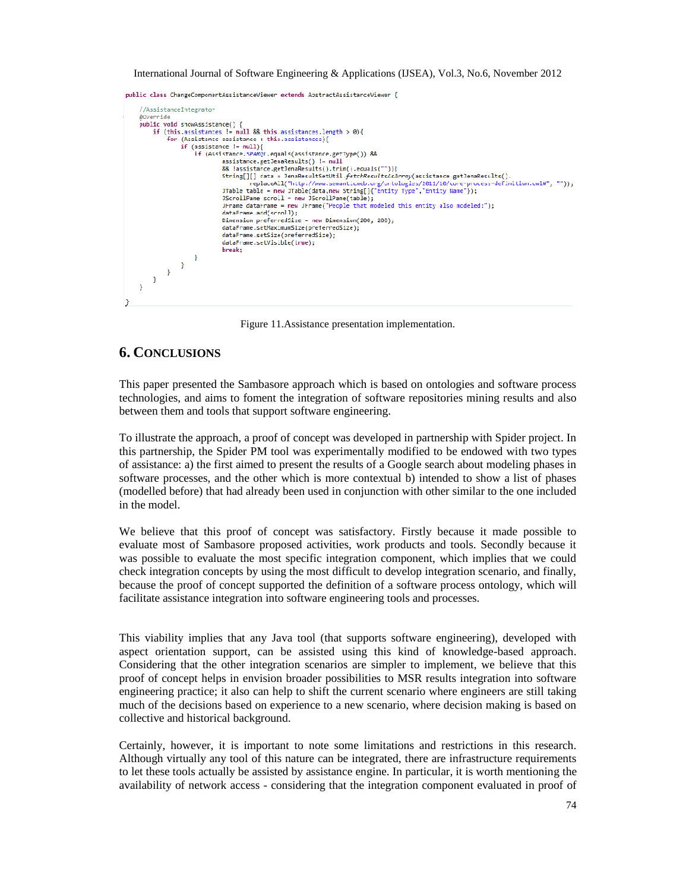```java
public class ChangeComponentAssistanceViewer extends AbstractAssistanceViewer {

    //AssistanceIntegrator
    @Override
    public void showAssistance() {
        if (this.assistances != null && this.assistances.length > 0){
            for (Assistance assistance : this.assistances){
                if (assistance != null){
                    if (Assistance.SPARQL.equals(assistance.getType()) &&
                            assistance.getJenaResults() != null
                            && !assistance.getJenaResults().trim().equals("")){
                            String[][] data = JenaResultSetUtil.fetchResultsAsArray(assistance.getJenaResults().
                                replaceAll("http://www.semanticweb.org/ontologies/2011/10/core-process-definition.owl#", ""));
                            JTable table = new JTable(data,new String[]{"Entity Type","Entity Name"});
                            JScrollPane scroll = new JScrollPane(table);
                            JFrame dataFrame = new JFrame("People that modeled this entity also modeled:");
                            dataFrame.add(scroll);
                            Dimension preferredSize = new Dimension(200, 200);
                            dataFrame.setMaximumSize(preferredSize);
                            dataFrame.setSize(preferredSize);
                            dataFrame.setVisible(true);
                            break;
                    }
                }
            }
        }
    }

}
```

Figure 11.Assistance presentation implementation.

## 6. CONCLUSIONS

This paper presented the Sambasore approach which is based on ontologies and software process technologies, and aims to foment the integration of software repositories mining results and also between them and tools that support software engineering.

To illustrate the approach, a proof of concept was developed in partnership with Spider project. In this partnership, the Spider PM tool was experimentally modified to be endowed with two types of assistance: a) the first aimed to present the results of a Google search about modeling phases in software processes, and the other which is more contextual b) intended to show a list of phases (modelled before) that had already been used in conjunction with other similar to the one included in the model.

We believe that this proof of concept was satisfactory. Firstly because it made possible to evaluate most of Sambasore proposed activities, work products and tools. Secondly because it was possible to evaluate the most specific integration component, which implies that we could check integration concepts by using the most difficult to develop integration scenario, and finally, because the proof of concept supported the definition of a software process ontology, which will facilitate assistance integration into software engineering tools and processes.

This viability implies that any Java tool (that supports software engineering), developed with aspect orientation support, can be assisted using this kind of knowledge-based approach. Considering that the other integration scenarios are simpler to implement, we believe that this proof of concept helps in envision broader possibilities to MSR results integration into software engineering practice; it also can help to shift the current scenario where engineers are still taking much of the decisions based on experience to a new scenario, where decision making is based on collective and historical background.

Certainly, however, it is important to note some limitations and restrictions in this research. Although virtually any tool of this nature can be integrated, there are infrastructure requirements to let these tools actually be assisted by assistance engine. In particular, it is worth mentioning the availability of network access - considering that the integration component evaluated in proof of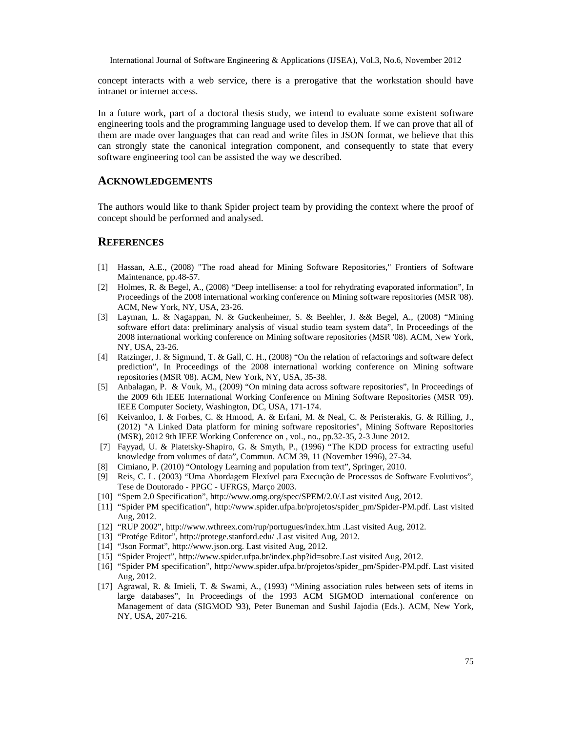concept interacts with a web service, there is a prerogative that the workstation should have intranet or internet access.

In a future work, part of a doctoral thesis study, we intend to evaluate some existent software engineering tools and the programming language used to develop them. If we can prove that all of them are made over languages that can read and write files in JSON format, we believe that this can strongly state the canonical integration component, and consequently to state that every software engineering tool can be assisted the way we described.

## ACKNOWLEDGEMENTS

The authors would like to thank Spider project team by providing the context where the proof of concept should be performed and analysed.

## REFERENCES

[1] Hassan, A.E., (2008) "The road ahead for Mining Software Repositories," Frontiers of Software Maintenance, pp.48-57.

[2] Holmes, R. & Begel, A., (2008) "Deep intellisense: a tool for rehydrating evaporated information", In Proceedings of the 2008 international working conference on Mining software repositories (MSR '08). ACM, New York, NY, USA, 23-26.

[3] Layman, L. & Nagappan, N. & Guckenheimer, S. & Beehler, J. && Begel, A., (2008) "Mining software effort data: preliminary analysis of visual studio team system data", In Proceedings of the 2008 international working conference on Mining software repositories (MSR '08). ACM, New York, NY, USA, 23-26.

[4] Ratzinger, J. & Sigmund, T. & Gall, C. H., (2008) "On the relation of refactorings and software defect prediction", In Proceedings of the 2008 international working conference on Mining software repositories (MSR '08). ACM, New York, NY, USA, 35-38.

[5] Anbalagan, P. & Vouk, M., (2009) "On mining data across software repositories", In Proceedings of the 2009 6th IEEE International Working Conference on Mining Software Repositories (MSR '09). IEEE Computer Society, Washington, DC, USA, 171-174.

[6] Keivanloo, I. & Forbes, C. & Hmood, A. & Erfani, M. & Neal, C. & Peristerakis, G. & Rilling, J., (2012) "A Linked Data platform for mining software repositories", Mining Software Repositories (MSR), 2012 9th IEEE Working Conference on , vol., no., pp.32-35, 2-3 June 2012.

[7] Fayyad, U. & Piatetsky-Shapiro, G. & Smyth, P., (1996) "The KDD process for extracting useful knowledge from volumes of data", Commun. ACM 39, 11 (November 1996), 27-34.

[8] Cimiano, P. (2010) "Ontology Learning and population from text", Springer, 2010.

[9] Reis, C. L. (2003) "Uma Abordagem Flexível para Execução de Processos de Software Evolutivos", Tese de Doutorado - PPGC - UFRGS, Março 2003.

[10] "Spem 2.0 Specification", http://www.omg.org/spec/SPEM/2.0/.Last visited Aug, 2012.

[11] "Spider PM specification", http://www.spider.ufpa.br/projetos/spider_pm/Spider-PM.pdf. Last visited Aug, 2012.

[12] "RUP 2002", http://www.wthreex.com/rup/portugues/index.htm .Last visited Aug, 2012.

[13] "Protége Editor", http://protege.stanford.edu/ .Last visited Aug, 2012.

[14] "Json Format", http://www.json.org. Last visited Aug, 2012.

[15] "Spider Project", http://www.spider.ufpa.br/index.php?id=sobre.Last visited Aug, 2012.

[16] "Spider PM specification", http://www.spider.ufpa.br/projetos/spider_pm/Spider-PM.pdf. Last visited Aug, 2012.

[17] Agrawal, R. & Imieli, T. & Swami, A., (1993) "Mining association rules between sets of items in large databases", In Proceedings of the 1993 ACM SIGMOD international conference on Management of data (SIGMOD '93), Peter Buneman and Sushil Jajodia (Eds.). ACM, New York, NY, USA, 207-216.